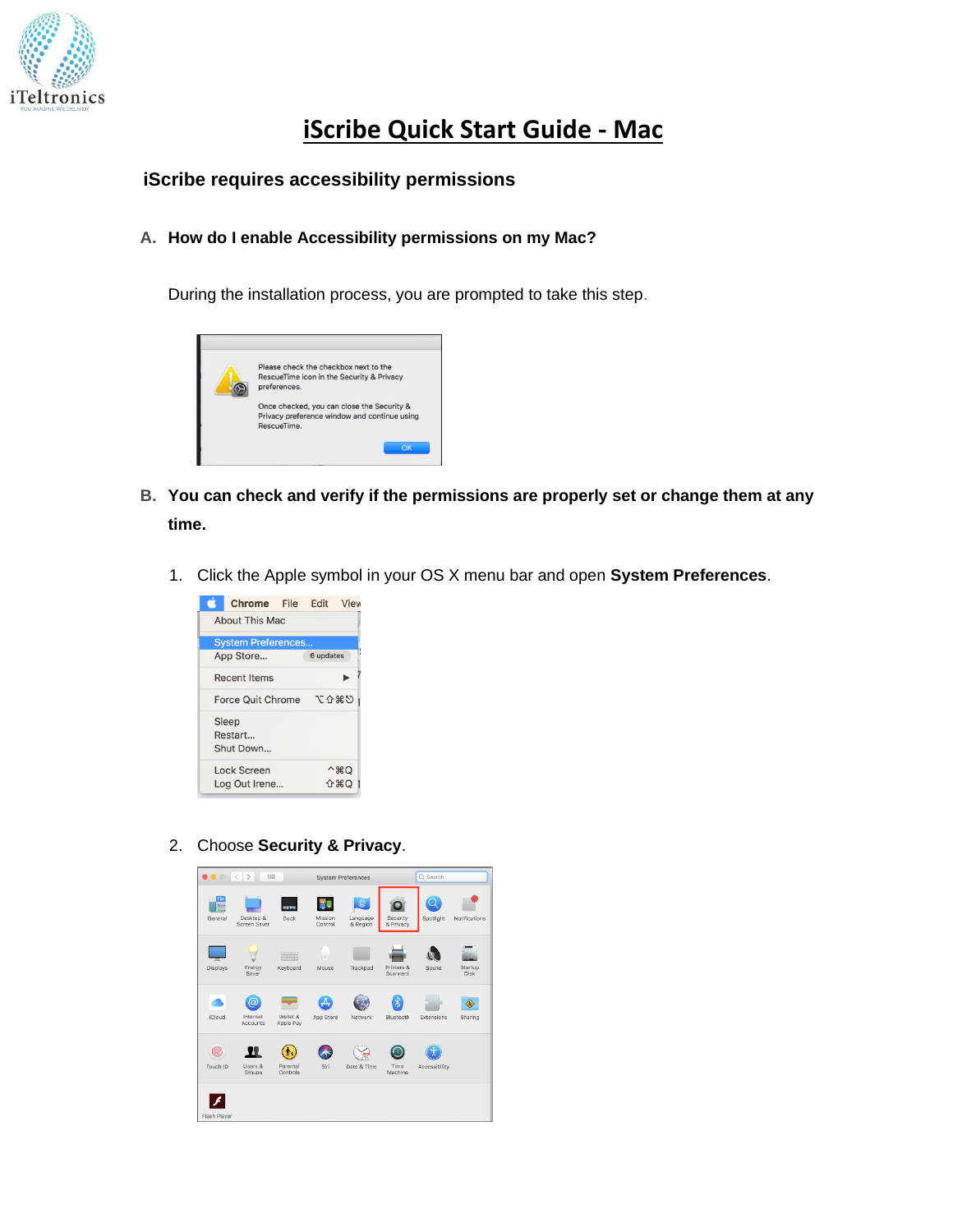# iScribe Quick Start Guide - Mac

## iScribe requires accessibility permissions

### A. How do I enable Accessibility permissions on my Mac?

During the installation process, you are prompted to take this step.

### B. You can check and verify if the permissions are properly set or change them at any time.

1. Click the Apple symbol in your OS X menu bar and open **System Preferences**.

2. Choose **Security & Privacy**.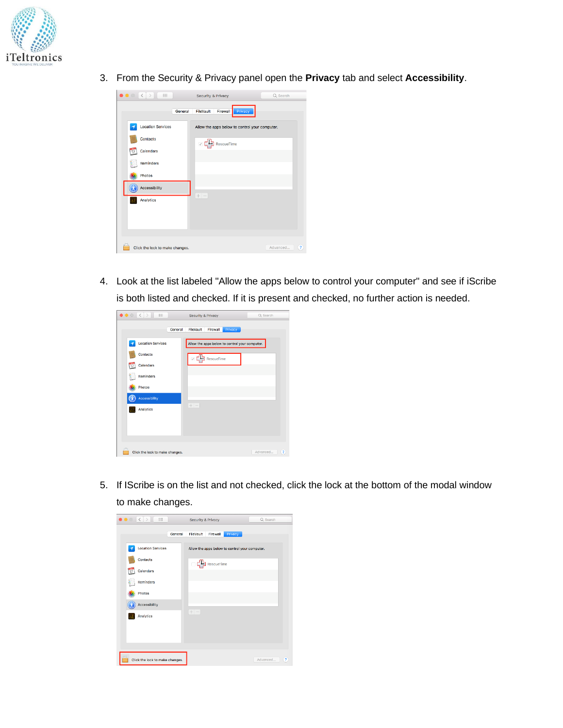3. From the Security & Privacy panel open the **Privacy** tab and select **Accessibility**.

4. Look at the list labeled "Allow the apps below to control your computer" and see if iScribe is both listed and checked. If it is present and checked, no further action is needed.

5. If IScribe is on the list and not checked, click the lock at the bottom of the modal window to make changes.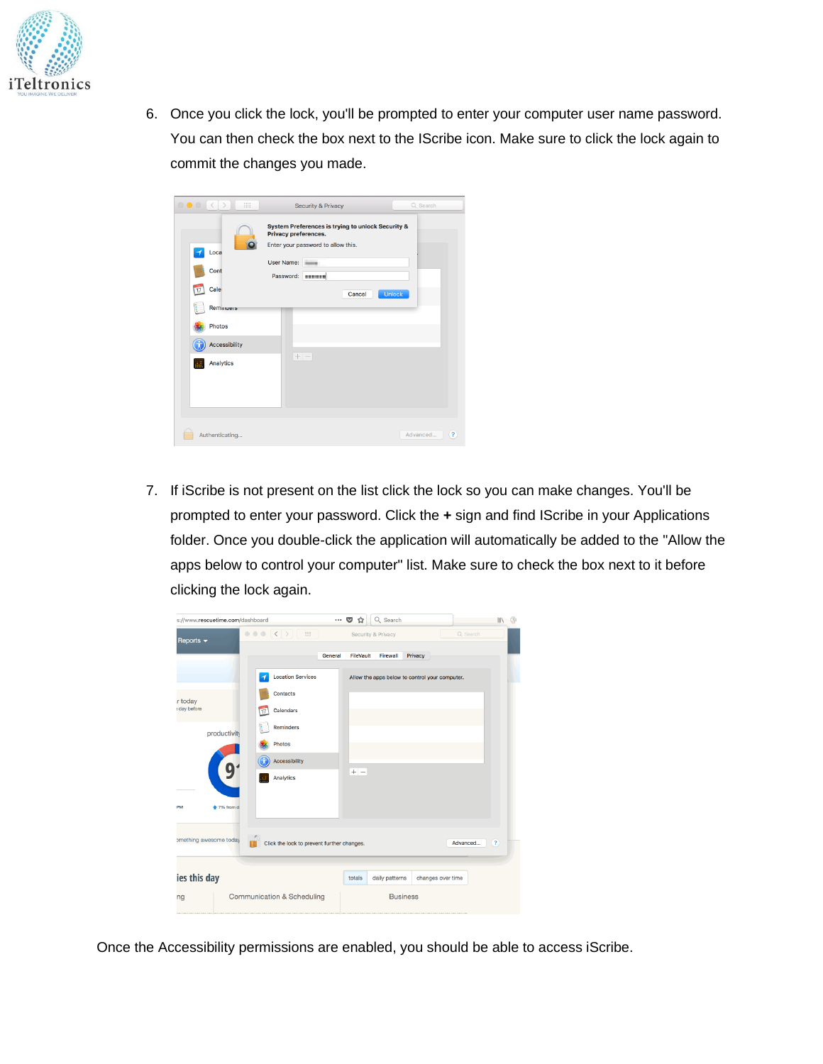6. Once you click the lock, you'll be prompted to enter your computer user name password. You can then check the box next to the IScribe icon. Make sure to click the lock again to commit the changes you made.

7. If iScribe is not present on the list click the lock so you can make changes. You'll be prompted to enter your password. Click the **+** sign and find IScribe in your Applications folder. Once you double-click the application will automatically be added to the "Allow the apps below to control your computer" list. Make sure to check the box next to it before clicking the lock again.

Once the Accessibility permissions are enabled, you should be able to access iScribe.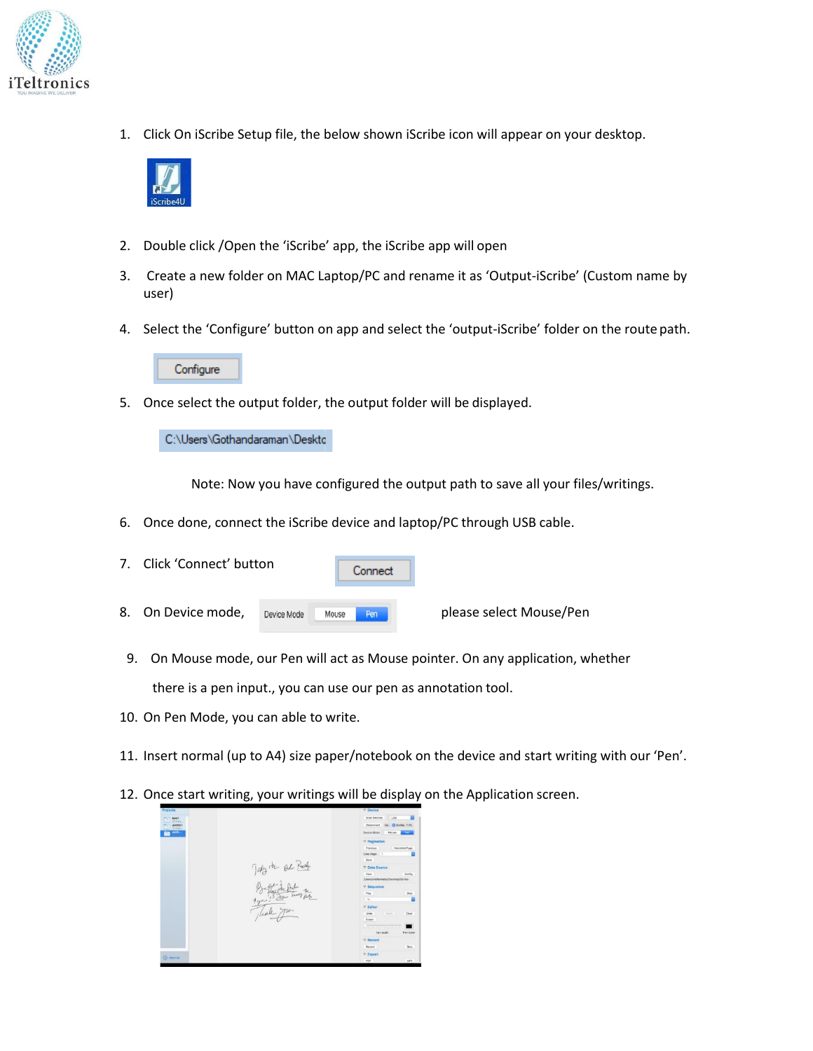1. Click On iScribe Setup file, the below shown iScribe icon will appear on your desktop.

2. Double click /Open the 'iScribe' app, the iScribe app will open

3. Create a new folder on MAC Laptop/PC and rename it as 'Output-iScribe' (Custom name by user)

4. Select the 'Configure' button on app and select the 'output-iScribe' folder on the route path.

5. Once select the output folder, the output folder will be displayed.

   Note: Now you have configured the output path to save all your files/writings.

6. Once done, connect the iScribe device and laptop/PC through USB cable.

7. Click 'Connect' button

8. On Device mode, please select Mouse/Pen

9. On Mouse mode, our Pen will act as Mouse pointer. On any application, whether there is a pen input., you can use our pen as annotation tool.

10. On Pen Mode, you can able to write.

11. Insert normal (up to A4) size paper/notebook on the device and start writing with our 'Pen'.

12. Once start writing, your writings will be display on the Application screen.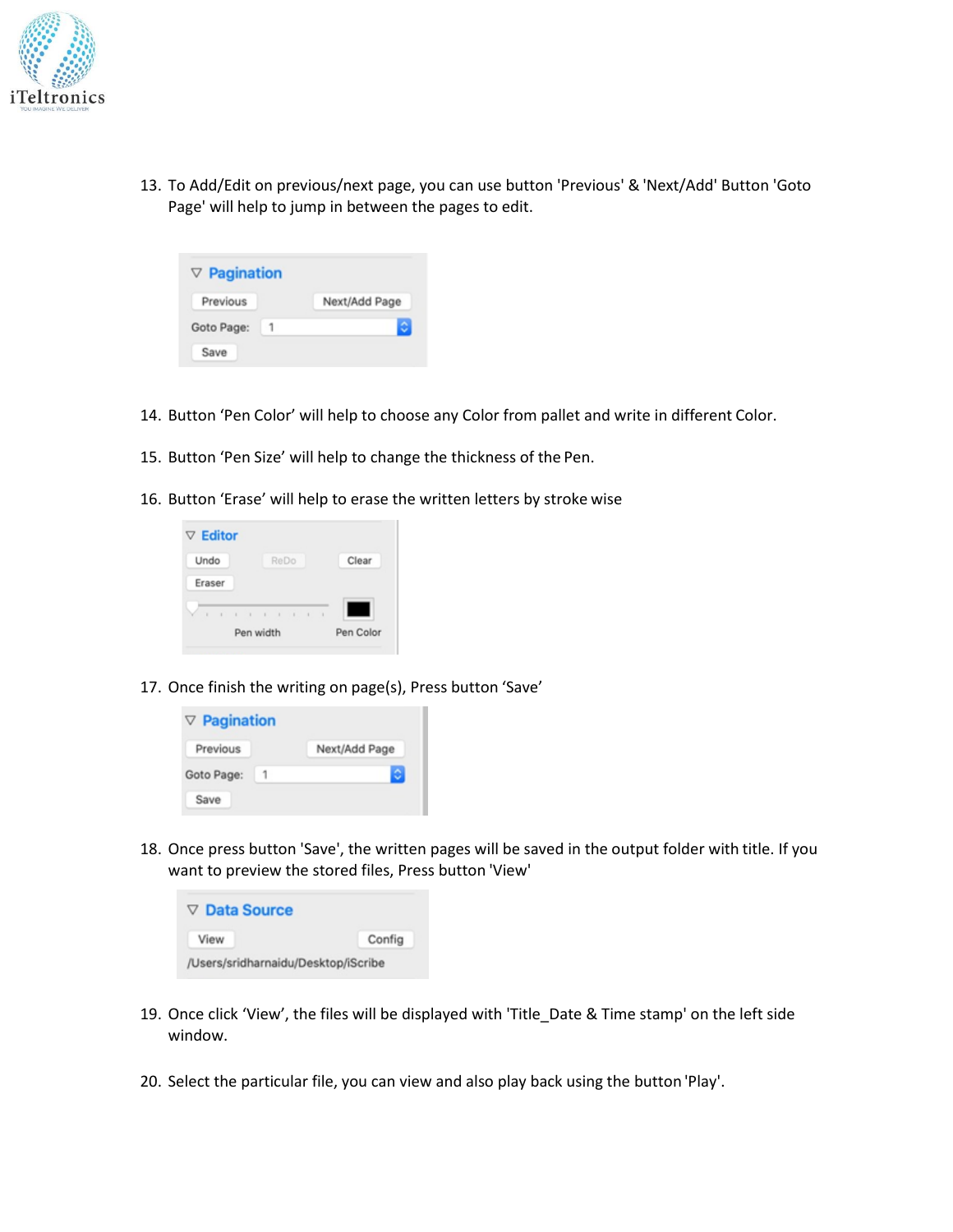13. To Add/Edit on previous/next page, you can use button 'Previous' & 'Next/Add' Button 'Goto Page' will help to jump in between the pages to edit.

14. Button 'Pen Color' will help to choose any Color from pallet and write in different Color.

15. Button 'Pen Size' will help to change the thickness of the Pen.

16. Button 'Erase' will help to erase the written letters by stroke wise

17. Once finish the writing on page(s), Press button 'Save'

18. Once press button 'Save', the written pages will be saved in the output folder with title. If you want to preview the stored files, Press button 'View'

19. Once click 'View', the files will be displayed with 'Title_Date & Time stamp' on the left side window.

20. Select the particular file, you can view and also play back using the button 'Play'.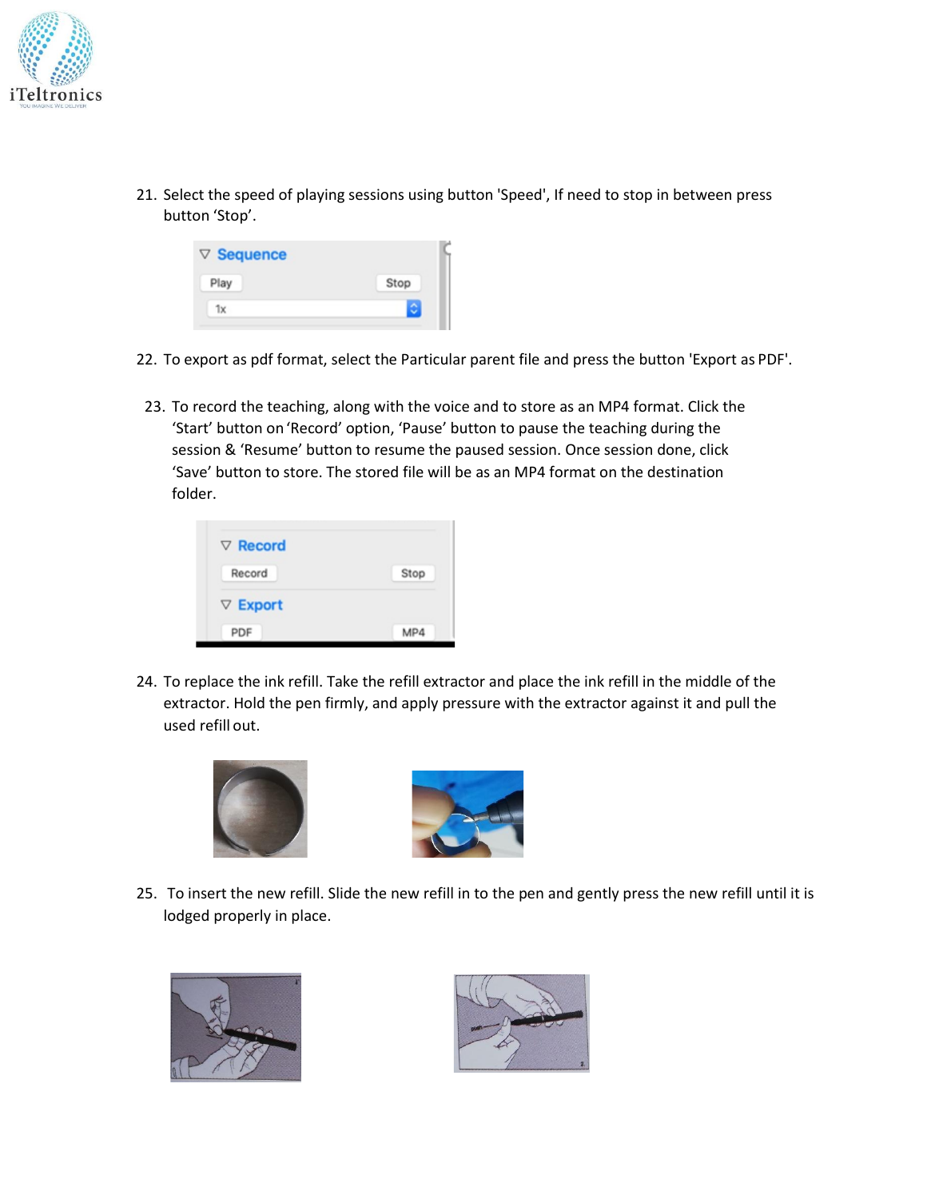21. Select the speed of playing sessions using button 'Speed', If need to stop in between press button 'Stop'.

22. To export as pdf format, select the Particular parent file and press the button 'Export as PDF'.

23. To record the teaching, along with the voice and to store as an MP4 format. Click the 'Start' button on 'Record' option, 'Pause' button to pause the teaching during the session & 'Resume' button to resume the paused session. Once session done, click 'Save' button to store. The stored file will be as an MP4 format on the destination folder.

24. To replace the ink refill. Take the refill extractor and place the ink refill in the middle of the extractor. Hold the pen firmly, and apply pressure with the extractor against it and pull the used refill out.

25. To insert the new refill. Slide the new refill in to the pen and gently press the new refill until it is lodged properly in place.